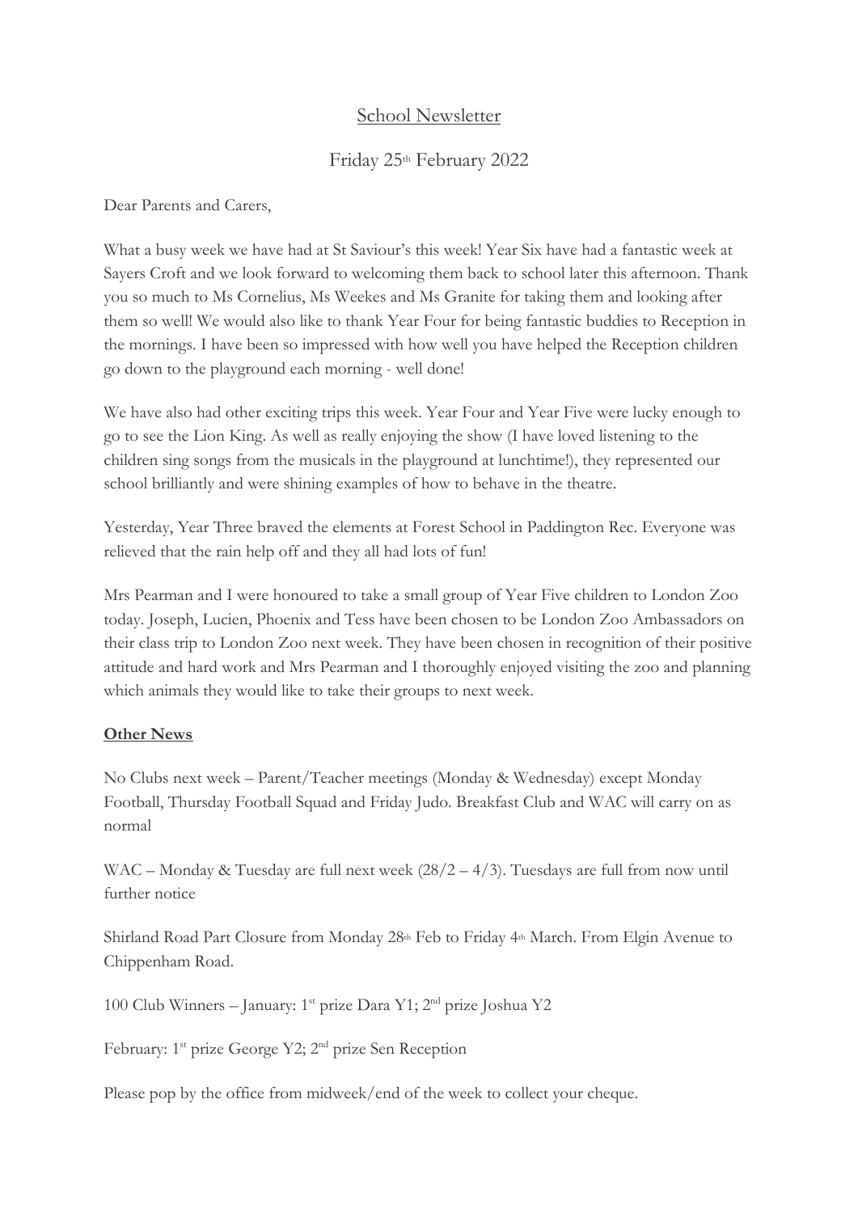School Newsletter

Friday 25th February 2022

Dear Parents and Carers,

What a busy week we have had at St Saviour's this week! Year Six have had a fantastic week at Sayers Croft and we look forward to welcoming them back to school later this afternoon. Thank you so much to Ms Cornelius, Ms Weekes and Ms Granite for taking them and looking after them so well! We would also like to thank Year Four for being fantastic buddies to Reception in the mornings. I have been so impressed with how well you have helped the Reception children go down to the playground each morning - well done!

We have also had other exciting trips this week. Year Four and Year Five were lucky enough to go to see the Lion King. As well as really enjoying the show (I have loved listening to the children sing songs from the musicals in the playground at lunchtime!), they represented our school brilliantly and were shining examples of how to behave in the theatre.

Yesterday, Year Three braved the elements at Forest School in Paddington Rec. Everyone was relieved that the rain help off and they all had lots of fun!

Mrs Pearman and I were honoured to take a small group of Year Five children to London Zoo today. Joseph, Lucien, Phoenix and Tess have been chosen to be London Zoo Ambassadors on their class trip to London Zoo next week. They have been chosen in recognition of their positive attitude and hard work and Mrs Pearman and I thoroughly enjoyed visiting the zoo and planning which animals they would like to take their groups to next week.

**Other News**

No Clubs next week – Parent/Teacher meetings (Monday & Wednesday) except Monday Football, Thursday Football Squad and Friday Judo. Breakfast Club and WAC will carry on as normal

WAC – Monday & Tuesday are full next week (28/2 – 4/3). Tuesdays are full from now until further notice

Shirland Road Part Closure from Monday 28th Feb to Friday 4th March. From Elgin Avenue to Chippenham Road.

100 Club Winners – January: 1st prize Dara Y1; 2nd prize Joshua Y2

February: 1st prize George Y2; 2nd prize Sen Reception

Please pop by the office from midweek/end of the week to collect your cheque.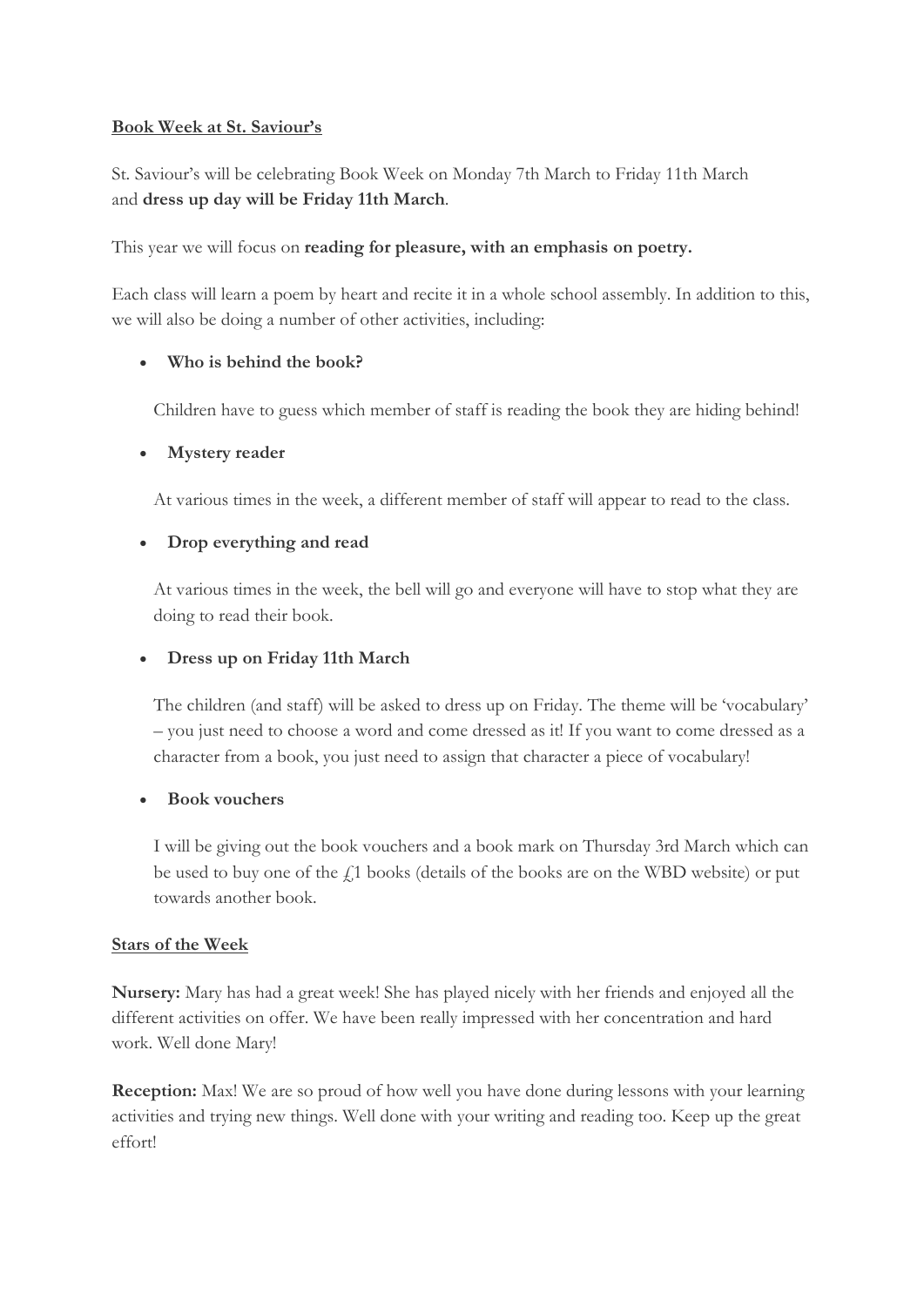**<u>Book Week at St. Saviour's</u>**

St. Saviour's will be celebrating Book Week on Monday 7th March to Friday 11th March and **dress up day will be Friday 11th March**.

This year we will focus on **reading for pleasure, with an emphasis on poetry.**

Each class will learn a poem by heart and recite it in a whole school assembly. In addition to this, we will also be doing a number of other activities, including:

- **Who is behind the book?**

  Children have to guess which member of staff is reading the book they are hiding behind!

- **Mystery reader**

  At various times in the week, a different member of staff will appear to read to the class.

- **Drop everything and read**

  At various times in the week, the bell will go and everyone will have to stop what they are doing to read their book.

- **Dress up on Friday 11th March**

  The children (and staff) will be asked to dress up on Friday. The theme will be 'vocabulary' – you just need to choose a word and come dressed as it! If you want to come dressed as a character from a book, you just need to assign that character a piece of vocabulary!

- **Book vouchers**

  I will be giving out the book vouchers and a book mark on Thursday 3rd March which can be used to buy one of the £1 books (details of the books are on the WBD website) or put towards another book.

**<u>Stars of the Week</u>**

**Nursery:** Mary has had a great week! She has played nicely with her friends and enjoyed all the different activities on offer. We have been really impressed with her concentration and hard work. Well done Mary!

**Reception:** Max! We are so proud of how well you have done during lessons with your learning activities and trying new things. Well done with your writing and reading too. Keep up the great effort!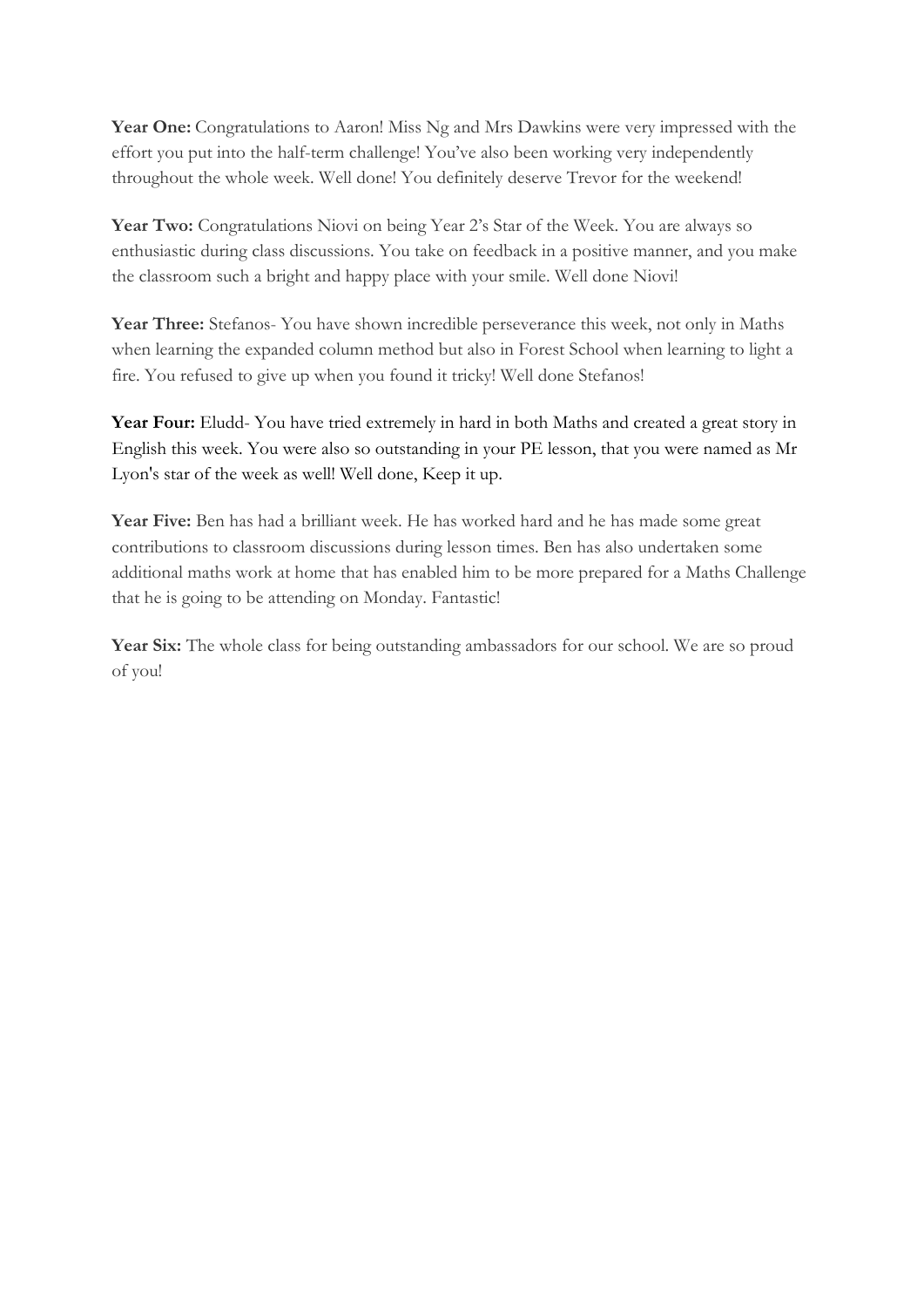**Year One:** Congratulations to Aaron! Miss Ng and Mrs Dawkins were very impressed with the effort you put into the half-term challenge! You've also been working very independently throughout the whole week. Well done! You definitely deserve Trevor for the weekend!

**Year Two:** Congratulations Niovi on being Year 2's Star of the Week. You are always so enthusiastic during class discussions. You take on feedback in a positive manner, and you make the classroom such a bright and happy place with your smile. Well done Niovi!

**Year Three:** Stefanos- You have shown incredible perseverance this week, not only in Maths when learning the expanded column method but also in Forest School when learning to light a fire. You refused to give up when you found it tricky! Well done Stefanos!

**Year Four:** Eludd- You have tried extremely in hard in both Maths and created a great story in English this week. You were also so outstanding in your PE lesson, that you were named as Mr Lyon's star of the week as well! Well done, Keep it up.

**Year Five:** Ben has had a brilliant week. He has worked hard and he has made some great contributions to classroom discussions during lesson times. Ben has also undertaken some additional maths work at home that has enabled him to be more prepared for a Maths Challenge that he is going to be attending on Monday. Fantastic!

**Year Six:** The whole class for being outstanding ambassadors for our school. We are so proud of you!